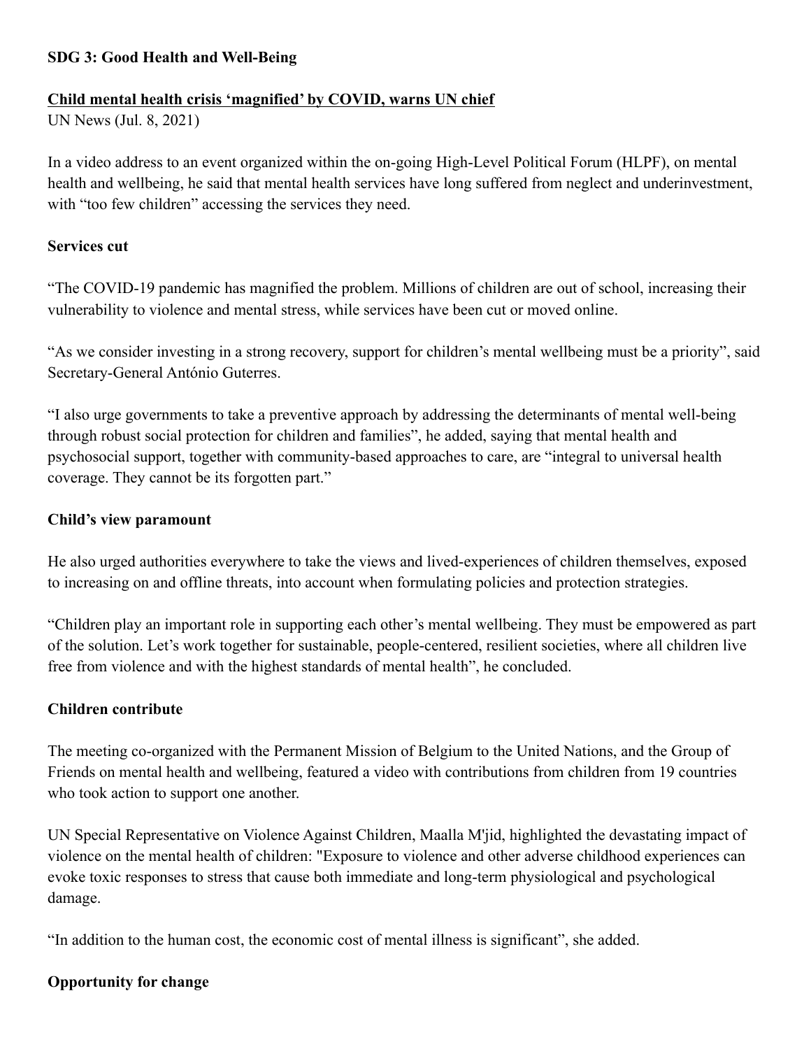**SDG 3: Good Health and Well-Being**

**Child mental health crisis 'magnified' by COVID, warns UN chief**

UN News (Jul. 8, 2021)

In a video address to an event organized within the on-going High-Level Political Forum (HLPF), on mental health and wellbeing, he said that mental health services have long suffered from neglect and underinvestment, with "too few children" accessing the services they need.

**Services cut**

"The COVID-19 pandemic has magnified the problem. Millions of children are out of school, increasing their vulnerability to violence and mental stress, while services have been cut or moved online.

"As we consider investing in a strong recovery, support for children's mental wellbeing must be a priority", said Secretary-General António Guterres.

"I also urge governments to take a preventive approach by addressing the determinants of mental well-being through robust social protection for children and families", he added, saying that mental health and psychosocial support, together with community-based approaches to care, are "integral to universal health coverage. They cannot be its forgotten part."

**Child's view paramount**

He also urged authorities everywhere to take the views and lived-experiences of children themselves, exposed to increasing on and offline threats, into account when formulating policies and protection strategies.

"Children play an important role in supporting each other's mental wellbeing. They must be empowered as part of the solution. Let's work together for sustainable, people-centered, resilient societies, where all children live free from violence and with the highest standards of mental health", he concluded.

**Children contribute**

The meeting co-organized with the Permanent Mission of Belgium to the United Nations, and the Group of Friends on mental health and wellbeing, featured a video with contributions from children from 19 countries who took action to support one another.

UN Special Representative on Violence Against Children, Maalla M'jid, highlighted the devastating impact of violence on the mental health of children: "Exposure to violence and other adverse childhood experiences can evoke toxic responses to stress that cause both immediate and long-term physiological and psychological damage.

"In addition to the human cost, the economic cost of mental illness is significant", she added.

**Opportunity for change**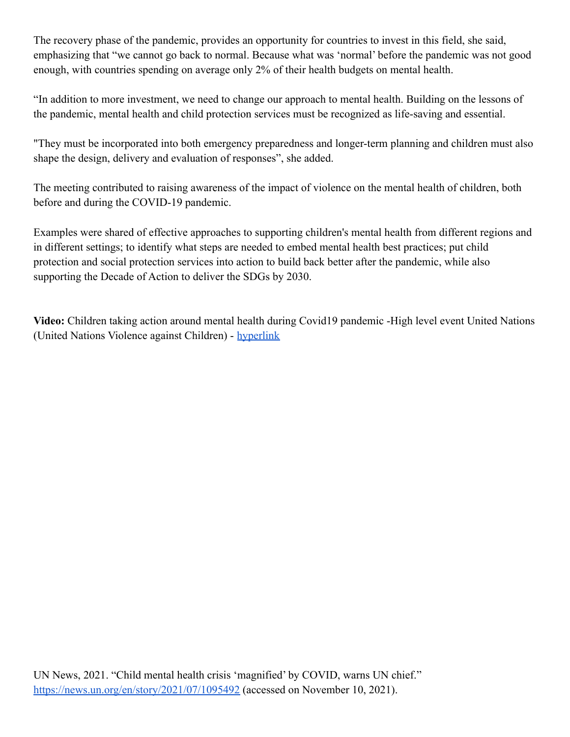The recovery phase of the pandemic, provides an opportunity for countries to invest in this field, she said, emphasizing that "we cannot go back to normal. Because what was 'normal' before the pandemic was not good enough, with countries spending on average only 2% of their health budgets on mental health.

"In addition to more investment, we need to change our approach to mental health. Building on the lessons of the pandemic, mental health and child protection services must be recognized as life-saving and essential.

"They must be incorporated into both emergency preparedness and longer-term planning and children must also shape the design, delivery and evaluation of responses", she added.

The meeting contributed to raising awareness of the impact of violence on the mental health of children, both before and during the COVID-19 pandemic.

Examples were shared of effective approaches to supporting children's mental health from different regions and in different settings; to identify what steps are needed to embed mental health best practices; put child protection and social protection services into action to build back better after the pandemic, while also supporting the Decade of Action to deliver the SDGs by 2030.

**Video:** Children taking action around mental health during Covid19 pandemic -High level event United Nations (United Nations Violence against Children) - [hyperlink]()

UN News, 2021. "Child mental health crisis 'magnified' by COVID, warns UN chief." https://news.un.org/en/story/2021/07/1095492 (accessed on November 10, 2021).